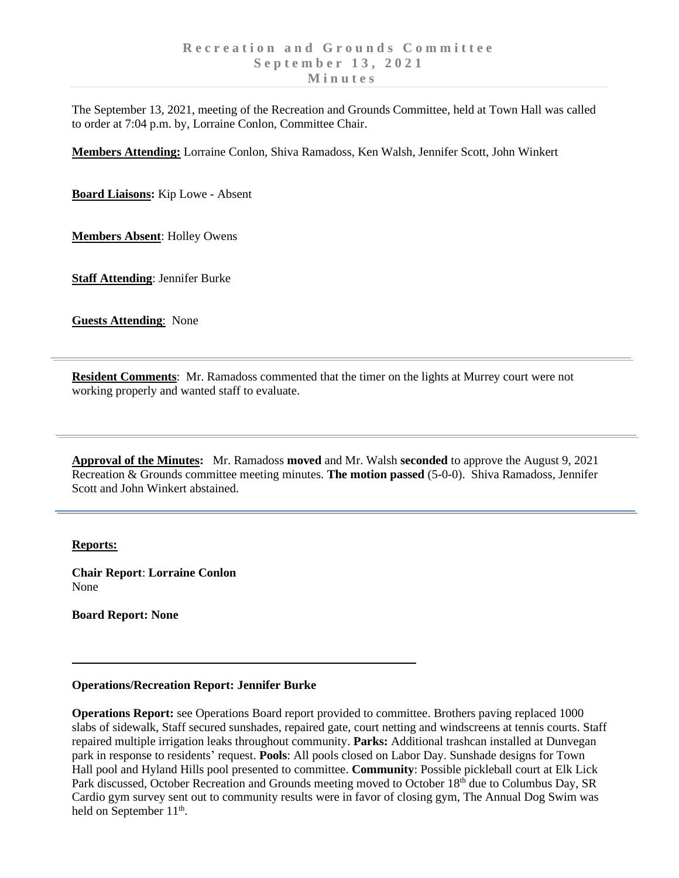# Recreation and Grounds Committee
## September 13, 2021
## Minutes

The September 13, 2021, meeting of the Recreation and Grounds Committee, held at Town Hall was called to order at 7:04 p.m. by, Lorraine Conlon, Committee Chair.

**Members Attending:** Lorraine Conlon, Shiva Ramadoss, Ken Walsh, Jennifer Scott, John Winkert

**Board Liaisons:** Kip Lowe - Absent

**Members Absent**: Holley Owens

**Staff Attending**: Jennifer Burke

**Guests Attending**: None

---

**Resident Comments**: Mr. Ramadoss commented that the timer on the lights at Murrey court were not working properly and wanted staff to evaluate.

---

**Approval of the Minutes:** Mr. Ramadoss **moved** and Mr. Walsh **seconded** to approve the August 9, 2021 Recreation & Grounds committee meeting minutes. **The motion passed** (5-0-0). Shiva Ramadoss, Jennifer Scott and John Winkert abstained.

---

**Reports:**

**Chair Report**: **Lorraine Conlon**
None

**Board Report: None**

---

**Operations/Recreation Report: Jennifer Burke**

**Operations Report:** see Operations Board report provided to committee. Brothers paving replaced 1000 slabs of sidewalk, Staff secured sunshades, repaired gate, court netting and windscreens at tennis courts. Staff repaired multiple irrigation leaks throughout community. **Parks:** Additional trashcan installed at Dunvegan park in response to residents' request. **Pools**: All pools closed on Labor Day. Sunshade designs for Town Hall pool and Hyland Hills pool presented to committee. **Community**: Possible pickleball court at Elk Lick Park discussed, October Recreation and Grounds meeting moved to October 18th due to Columbus Day, SR Cardio gym survey sent out to community results were in favor of closing gym, The Annual Dog Swim was held on September 11th.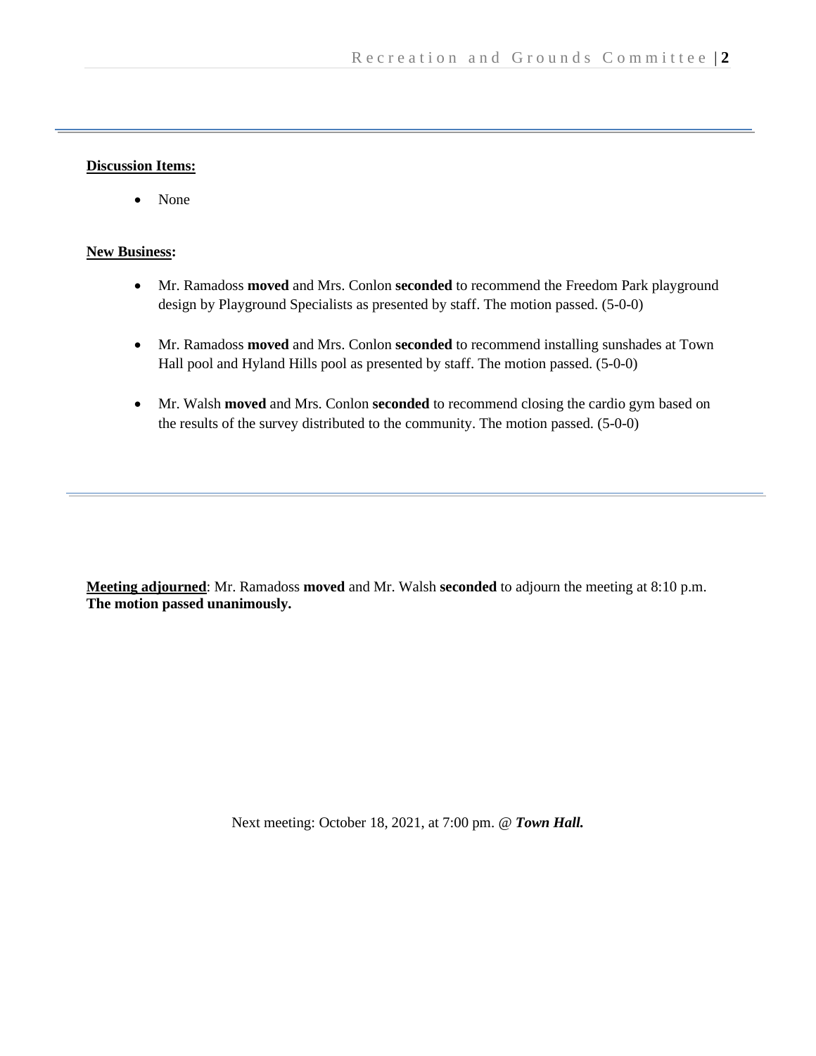**Discussion Items:**

- None

**New Business:**

- Mr. Ramadoss **moved** and Mrs. Conlon **seconded** to recommend the Freedom Park playground design by Playground Specialists as presented by staff. The motion passed. (5-0-0)

- Mr. Ramadoss **moved** and Mrs. Conlon **seconded** to recommend installing sunshades at Town Hall pool and Hyland Hills pool as presented by staff. The motion passed. (5-0-0)

- Mr. Walsh **moved** and Mrs. Conlon **seconded** to recommend closing the cardio gym based on the results of the survey distributed to the community. The motion passed. (5-0-0)

**Meeting adjourned**: Mr. Ramadoss **moved** and Mr. Walsh **seconded** to adjourn the meeting at 8:10 p.m. **The motion passed unanimously.**

Next meeting: October 18, 2021, at 7:00 pm. @ ***Town Hall.***